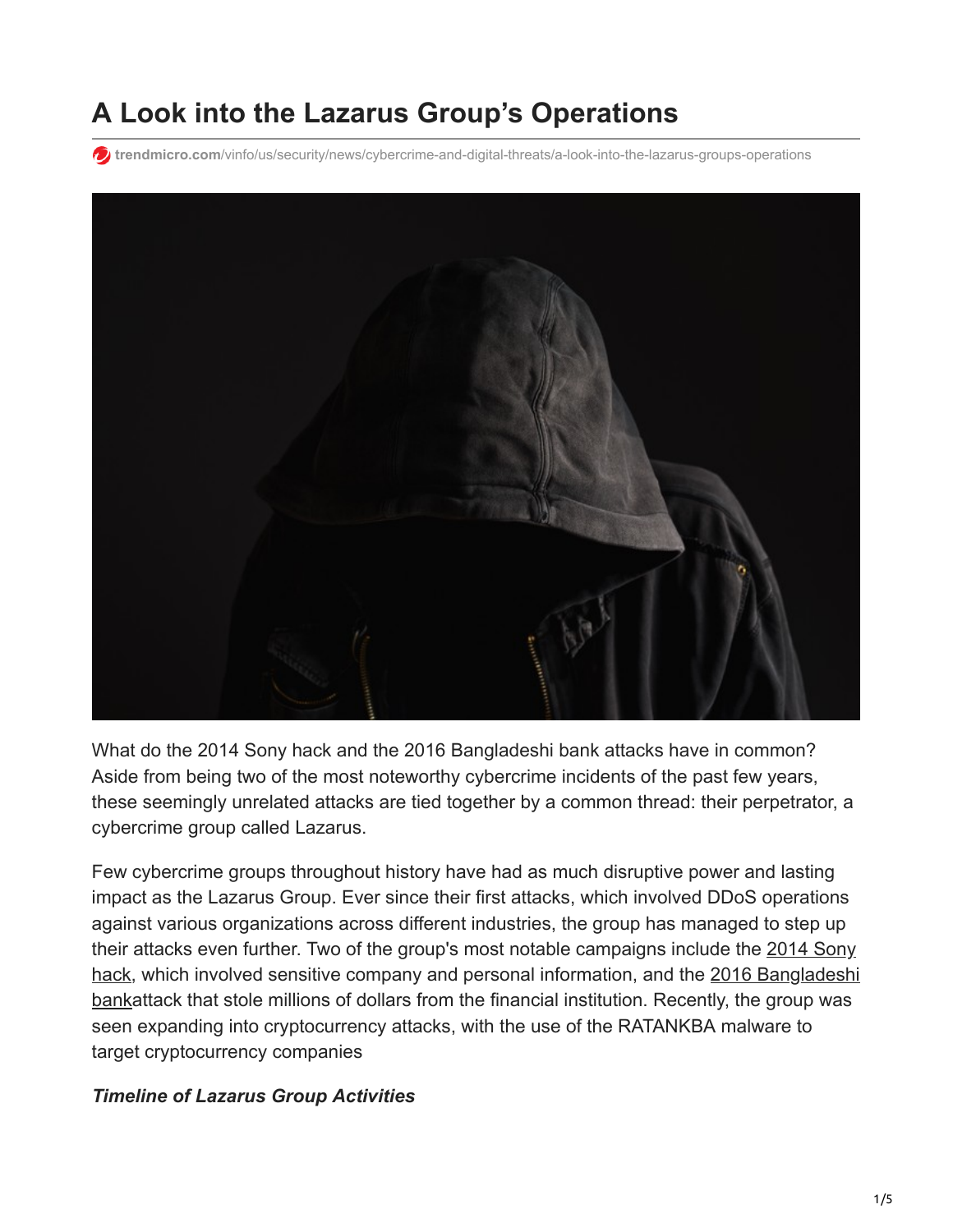# A Look into the Lazarus Group's Operations

trendmicro.com/vinfo/us/security/news/cybercrime-and-digital-threats/a-look-into-the-lazarus-groups-operations

What do the 2014 Sony hack and the 2016 Bangladeshi bank attacks have in common? Aside from being two of the most noteworthy cybercrime incidents of the past few years, these seemingly unrelated attacks are tied together by a common thread: their perpetrator, a cybercrime group called Lazarus.

Few cybercrime groups throughout history have had as much disruptive power and lasting impact as the Lazarus Group. Ever since their first attacks, which involved DDoS operations against various organizations across different industries, the group has managed to step up their attacks even further. Two of the group's most notable campaigns include the 2014 Sony hack, which involved sensitive company and personal information, and the 2016 Bangladeshi bankattack that stole millions of dollars from the financial institution. Recently, the group was seen expanding into cryptocurrency attacks, with the use of the RATANKBA malware to target cryptocurrency companies

***Timeline of Lazarus Group Activities***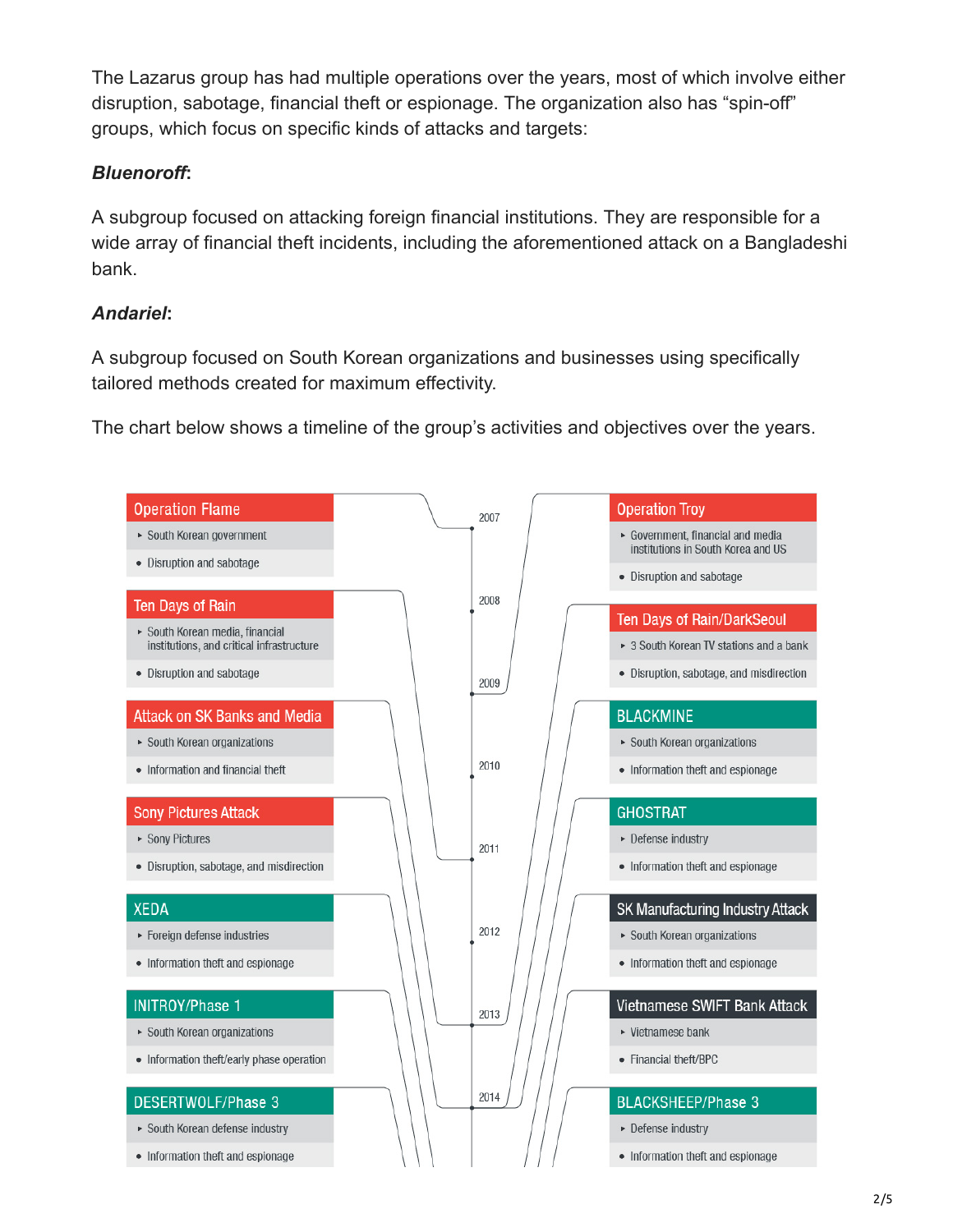The Lazarus group has had multiple operations over the years, most of which involve either disruption, sabotage, financial theft or espionage. The organization also has "spin-off" groups, which focus on specific kinds of attacks and targets:

***Bluenoroff*:**

A subgroup focused on attacking foreign financial institutions. They are responsible for a wide array of financial theft incidents, including the aforementioned attack on a Bangladeshi bank.

***Andariel*:**

A subgroup focused on South Korean organizations and businesses using specifically tailored methods created for maximum effectivity.

The chart below shows a timeline of the group's activities and objectives over the years.

**Operation Flame**
- South Korean government
- Disruption and sabotage

**Operation Troy**
- Government, financial and media institutions in South Korea and US
- Disruption and sabotage

**Ten Days of Rain**
- South Korean media, financial institutions, and critical infrastructure
- Disruption and sabotage

**Ten Days of Rain/DarkSeoul**
- 3 South Korean TV stations and a bank
- Disruption, sabotage, and misdirection

**Attack on SK Banks and Media**
- South Korean organizations
- Information and financial theft

**BLACKMINE**
- South Korean organizations
- Information theft and espionage

**Sony Pictures Attack**
- Sony Pictures
- Disruption, sabotage, and misdirection

**GHOSTRAT**
- Defense industry
- Information theft and espionage

**XEDA**
- Foreign defense industries
- Information theft and espionage

**SK Manufacturing Industry Attack**
- South Korean organizations
- Information theft and espionage

**INITROY/Phase 1**
- South Korean organizations
- Information theft/early phase operation

**Vietnamese SWIFT Bank Attack**
- Vietnamese bank
- Financial theft/BPC

**DESERTWOLF/Phase 3**
- South Korean defense industry
- Information theft and espionage

**BLACKSHEEP/Phase 3**
- Defense industry
- Information theft and espionage

2007 · 2008 · 2009 · 2010 · 2011 · 2012 · 2013 · 2014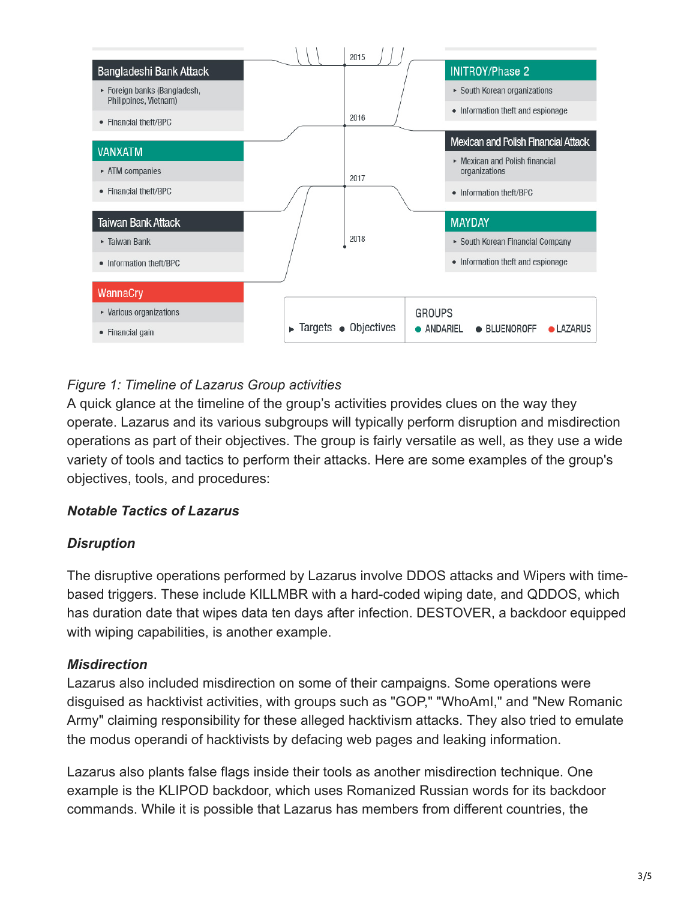| Year | Campaign | Targets | Objectives |
| --- | --- | --- | --- |
| 2015 | Bangladeshi Bank Attack | Foreign banks (Bangladesh, Philippines, Vietnam) | Financial theft/BPC |
| 2015 | INITROY/Phase 2 | South Korean organizations | Information theft and espionage |
| 2016 | VANXATM | ATM companies | Financial theft/BPC |
| 2016 | Mexican and Polish Financial Attack | Mexican and Polish financial organizations | Information theft/BPC |
| 2017 | Taiwan Bank Attack | Taiwan Bank | Information theft/BPC |
| 2017 | MAYDAY | South Korean Financial Company | Information theft and espionage |
| 2017 | WannaCry | Various organizations | Financial gain |

▸ Targets ● Objectives

GROUPS: ● ANDARIEL ● BLUENOROFF ● LAZARUS

*Figure 1: Timeline of Lazarus Group activities*

A quick glance at the timeline of the group's activities provides clues on the way they operate. Lazarus and its various subgroups will typically perform disruption and misdirection operations as part of their objectives. The group is fairly versatile as well, as they use a wide variety of tools and tactics to perform their attacks. Here are some examples of the group's objectives, tools, and procedures:

### *Notable Tactics of Lazarus*

#### *Disruption*

The disruptive operations performed by Lazarus involve DDOS attacks and Wipers with time-based triggers. These include KILLMBR with a hard-coded wiping date, and QDDOS, which has duration date that wipes data ten days after infection. DESTOVER, a backdoor equipped with wiping capabilities, is another example.

#### *Misdirection*

Lazarus also included misdirection on some of their campaigns. Some operations were disguised as hacktivist activities, with groups such as "GOP," "WhoAmI," and "New Romanic Army" claiming responsibility for these alleged hacktivism attacks. They also tried to emulate the modus operandi of hacktivists by defacing web pages and leaking information.

Lazarus also plants false flags inside their tools as another misdirection technique. One example is the KLIPOD backdoor, which uses Romanized Russian words for its backdoor commands. While it is possible that Lazarus has members from different countries, the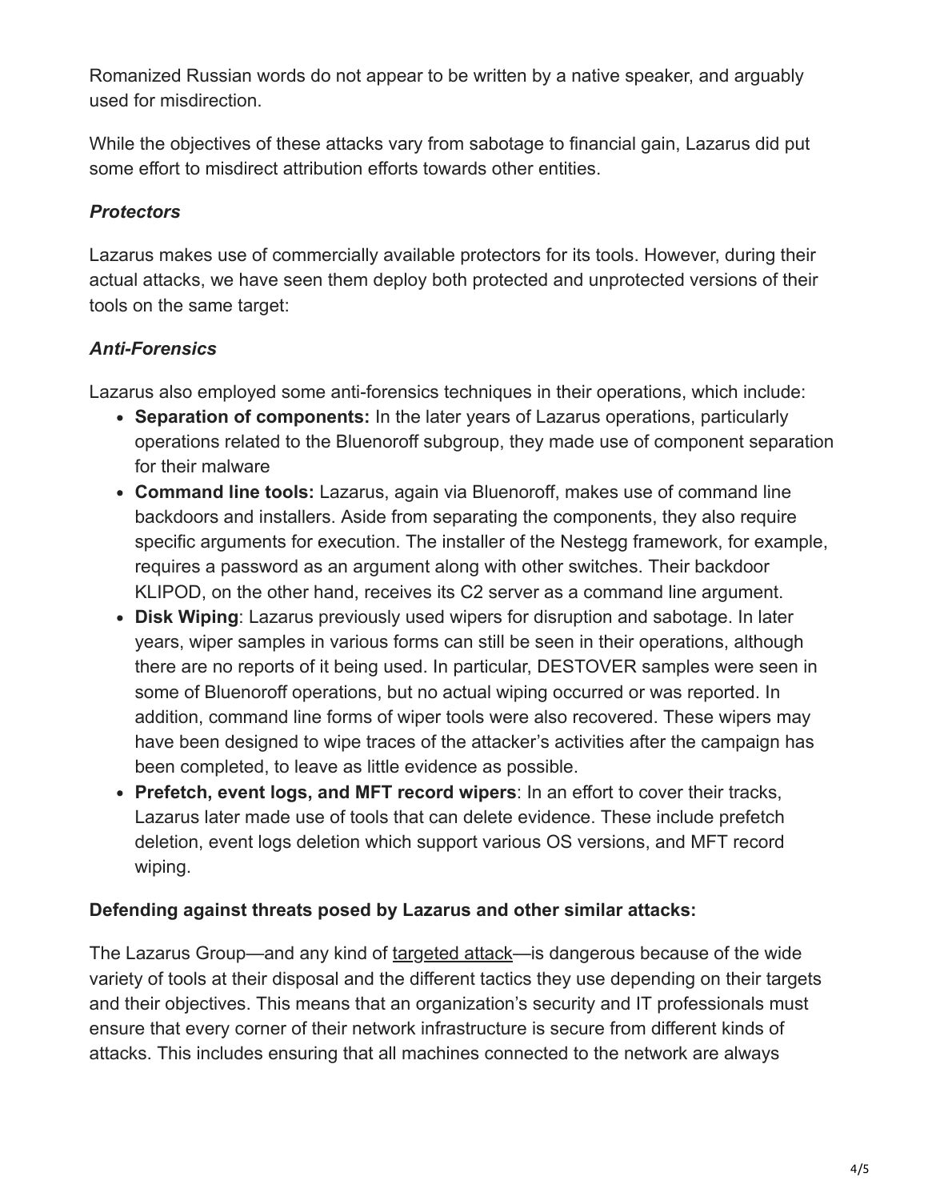Romanized Russian words do not appear to be written by a native speaker, and arguably used for misdirection.

While the objectives of these attacks vary from sabotage to financial gain, Lazarus did put some effort to misdirect attribution efforts towards other entities.

### *Protectors*

Lazarus makes use of commercially available protectors for its tools. However, during their actual attacks, we have seen them deploy both protected and unprotected versions of their tools on the same target:

### *Anti-Forensics*

Lazarus also employed some anti-forensics techniques in their operations, which include:

- **Separation of components:** In the later years of Lazarus operations, particularly operations related to the Bluenoroff subgroup, they made use of component separation for their malware
- **Command line tools:** Lazarus, again via Bluenoroff, makes use of command line backdoors and installers. Aside from separating the components, they also require specific arguments for execution. The installer of the Nestegg framework, for example, requires a password as an argument along with other switches. Their backdoor KLIPOD, on the other hand, receives its C2 server as a command line argument.
- **Disk Wiping**: Lazarus previously used wipers for disruption and sabotage. In later years, wiper samples in various forms can still be seen in their operations, although there are no reports of it being used. In particular, DESTOVER samples were seen in some of Bluenoroff operations, but no actual wiping occurred or was reported. In addition, command line forms of wiper tools were also recovered. These wipers may have been designed to wipe traces of the attacker's activities after the campaign has been completed, to leave as little evidence as possible.
- **Prefetch, event logs, and MFT record wipers**: In an effort to cover their tracks, Lazarus later made use of tools that can delete evidence. These include prefetch deletion, event logs deletion which support various OS versions, and MFT record wiping.

### **Defending against threats posed by Lazarus and other similar attacks:**

The Lazarus Group—and any kind of targeted attack—is dangerous because of the wide variety of tools at their disposal and the different tactics they use depending on their targets and their objectives. This means that an organization's security and IT professionals must ensure that every corner of their network infrastructure is secure from different kinds of attacks. This includes ensuring that all machines connected to the network are always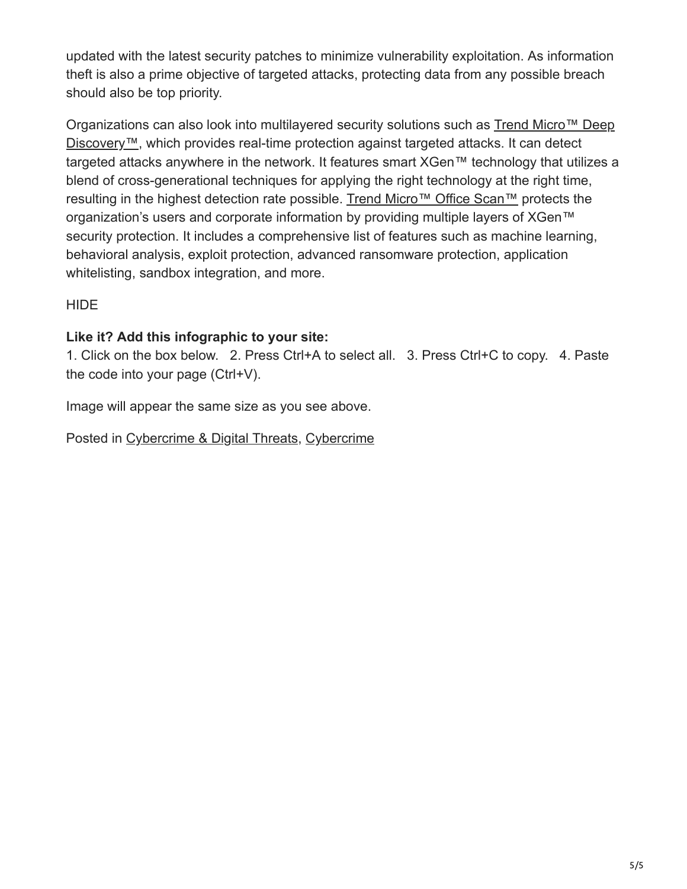updated with the latest security patches to minimize vulnerability exploitation. As information theft is also a prime objective of targeted attacks, protecting data from any possible breach should also be top priority.

Organizations can also look into multilayered security solutions such as Trend Micro™ Deep Discovery™, which provides real-time protection against targeted attacks. It can detect targeted attacks anywhere in the network. It features smart XGen™ technology that utilizes a blend of cross-generational techniques for applying the right technology at the right time, resulting in the highest detection rate possible. Trend Micro™ Office Scan™ protects the organization's users and corporate information by providing multiple layers of XGen™ security protection. It includes a comprehensive list of features such as machine learning, behavioral analysis, exploit protection, advanced ransomware protection, application whitelisting, sandbox integration, and more.

HIDE

**Like it? Add this infographic to your site:**
1. Click on the box below. 2. Press Ctrl+A to select all. 3. Press Ctrl+C to copy. 4. Paste the code into your page (Ctrl+V).

Image will appear the same size as you see above.

Posted in Cybercrime & Digital Threats, Cybercrime